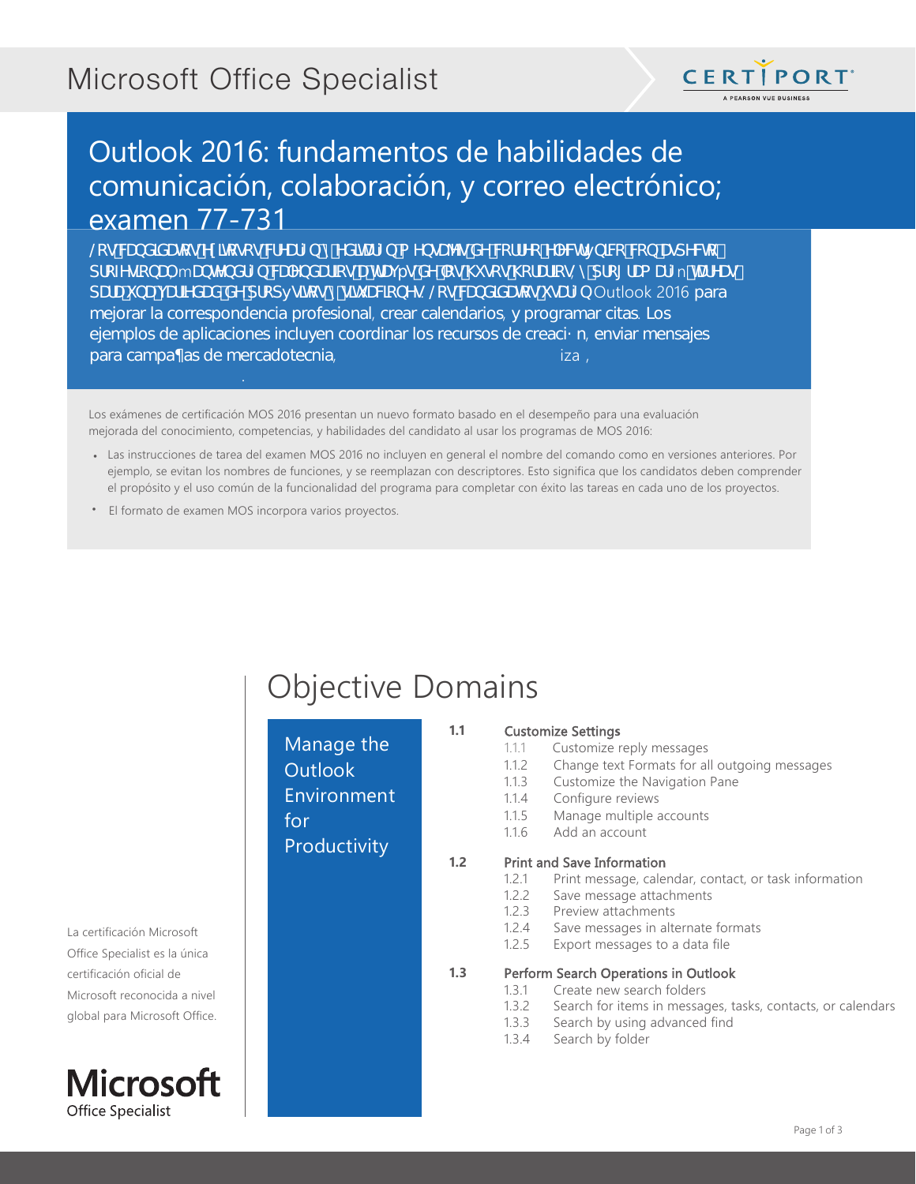# Microsoft Office Specialist

# Outlook 2016: fundamentos de habilidades de comunicación, colaboración, y correo electrónico; examen 77-731

Los candidatos exitosos creación y edición mensajes de correo electrónico con aspecto profesional, mantendrán calendarios y tareas de los usuarios y programación de tareas para una variedad de propósitos y situaciones. Los candidatos usarán Outlook 2016 para mejorar la correspondencia profesional, crear calendarios, y programar citas. Los ejemplos de aplicaciones incluyen coordinar los recursos de creación, enviar mensajes para campañas de mercadotecnia, iza ,

Los exámenes de certificación MOS 2016 presentan un nuevo formato basado en el desempeño para una evaluación mejorada del conocimiento, competencias, y habilidades del candidato al usar los programas de MOS 2016:

- Las instrucciones de tarea del examen MOS 2016 no incluyen en general el nombre del comando como en versiones anteriores. Por ejemplo, se evitan los nombres de funciones, y se reemplazan con descriptores. Esto significa que los candidatos deben comprender el propósito y el uso común de la funcionalidad del programa para completar con éxito las tareas en cada uno de los proyectos.
- El formato de examen MOS incorpora varios proyectos.

La certificación Microsoft Office Specialist es la única certificación oficial de Microsoft reconocida a nivel global para Microsoft Office.

## Objective Domains

### Manage the Outlook Environment for Productivity

**1.1 Customize Settings**
- 1.1.1 Customize reply messages
- 1.1.2 Change text Formats for all outgoing messages
- 1.1.3 Customize the Navigation Pane
- 1.1.4 Configure reviews
- 1.1.5 Manage multiple accounts
- 1.1.6 Add an account

**1.2 Print and Save Information**
- 1.2.1 Print message, calendar, contact, or task information
- 1.2.2 Save message attachments
- 1.2.3 Preview attachments
- 1.2.4 Save messages in alternate formats
- 1.2.5 Export messages to a data file

**1.3 Perform Search Operations in Outlook**
- 1.3.1 Create new search folders
- 1.3.2 Search for items in messages, tasks, contacts, or calendars
- 1.3.3 Search by using advanced find
- 1.3.4 Search by folder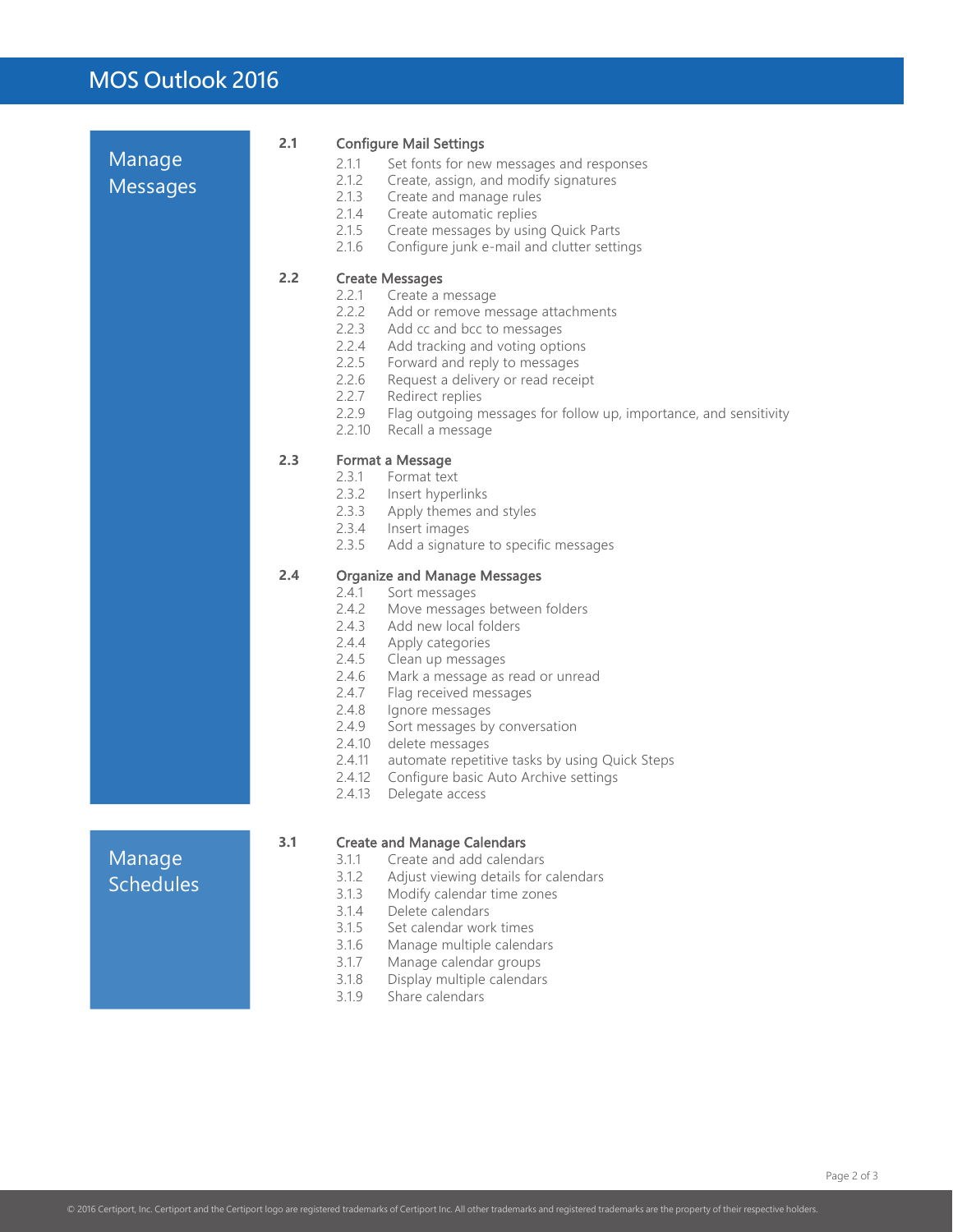# MOS Outlook 2016

## Manage Messages

### 2.1 Configure Mail Settings

- 2.1.1 Set fonts for new messages and responses
- 2.1.2 Create, assign, and modify signatures
- 2.1.3 Create and manage rules
- 2.1.4 Create automatic replies
- 2.1.5 Create messages by using Quick Parts
- 2.1.6 Configure junk e-mail and clutter settings

### 2.2 Create Messages

- 2.2.1 Create a message
- 2.2.2 Add or remove message attachments
- 2.2.3 Add cc and bcc to messages
- 2.2.4 Add tracking and voting options
- 2.2.5 Forward and reply to messages
- 2.2.6 Request a delivery or read receipt
- 2.2.7 Redirect replies
- 2.2.9 Flag outgoing messages for follow up, importance, and sensitivity
- 2.2.10 Recall a message

### 2.3 Format a Message

- 2.3.1 Format text
- 2.3.2 Insert hyperlinks
- 2.3.3 Apply themes and styles
- 2.3.4 Insert images
- 2.3.5 Add a signature to specific messages

### 2.4 Organize and Manage Messages

- 2.4.1 Sort messages
- 2.4.2 Move messages between folders
- 2.4.3 Add new local folders
- 2.4.4 Apply categories
- 2.4.5 Clean up messages
- 2.4.6 Mark a message as read or unread
- 2.4.7 Flag received messages
- 2.4.8 Ignore messages
- 2.4.9 Sort messages by conversation
- 2.4.10 delete messages
- 2.4.11 automate repetitive tasks by using Quick Steps
- 2.4.12 Configure basic Auto Archive settings
- 2.4.13 Delegate access

## Manage Schedules

### 3.1 Create and Manage Calendars

- 3.1.1 Create and add calendars
- 3.1.2 Adjust viewing details for calendars
- 3.1.3 Modify calendar time zones
- 3.1.4 Delete calendars
- 3.1.5 Set calendar work times
- 3.1.6 Manage multiple calendars
- 3.1.7 Manage calendar groups
- 3.1.8 Display multiple calendars
- 3.1.9 Share calendars

© 2016 Certiport, Inc. Certiport and the Certiport logo are registered trademarks of Certiport Inc. All other trademarks and registered trademarks are the property of their respective holders.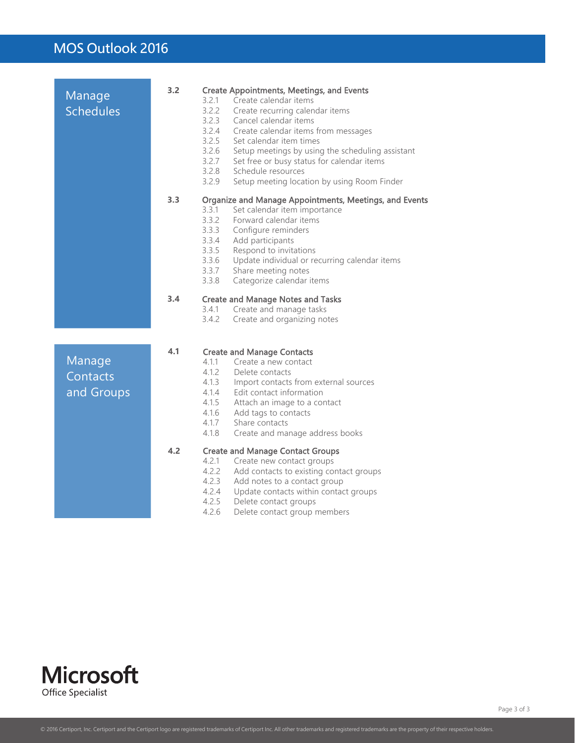# MOS Outlook 2016

## Manage Schedules

### 3.2 Create Appointments, Meetings, and Events

- 3.2.1 Create calendar items
- 3.2.2 Create recurring calendar items
- 3.2.3 Cancel calendar items
- 3.2.4 Create calendar items from messages
- 3.2.5 Set calendar item times
- 3.2.6 Setup meetings by using the scheduling assistant
- 3.2.7 Set free or busy status for calendar items
- 3.2.8 Schedule resources
- 3.2.9 Setup meeting location by using Room Finder

### 3.3 Organize and Manage Appointments, Meetings, and Events

- 3.3.1 Set calendar item importance
- 3.3.2 Forward calendar items
- 3.3.3 Configure reminders
- 3.3.4 Add participants
- 3.3.5 Respond to invitations
- 3.3.6 Update individual or recurring calendar items
- 3.3.7 Share meeting notes
- 3.3.8 Categorize calendar items

### 3.4 Create and Manage Notes and Tasks

- 3.4.1 Create and manage tasks
- 3.4.2 Create and organizing notes

## Manage Contacts and Groups

### 4.1 Create and Manage Contacts

- 4.1.1 Create a new contact
- 4.1.2 Delete contacts
- 4.1.3 Import contacts from external sources
- 4.1.4 Edit contact information
- 4.1.5 Attach an image to a contact
- 4.1.6 Add tags to contacts
- 4.1.7 Share contacts
- 4.1.8 Create and manage address books

### 4.2 Create and Manage Contact Groups

- 4.2.1 Create new contact groups
- 4.2.2 Add contacts to existing contact groups
- 4.2.3 Add notes to a contact group
- 4.2.4 Update contacts within contact groups
- 4.2.5 Delete contact groups
- 4.2.6 Delete contact group members

Microsoft Office Specialist

© 2016 Certiport, Inc. Certiport and the Certiport logo are registered trademarks of Certiport Inc. All other trademarks and registered trademarks are the property of their respective holders.